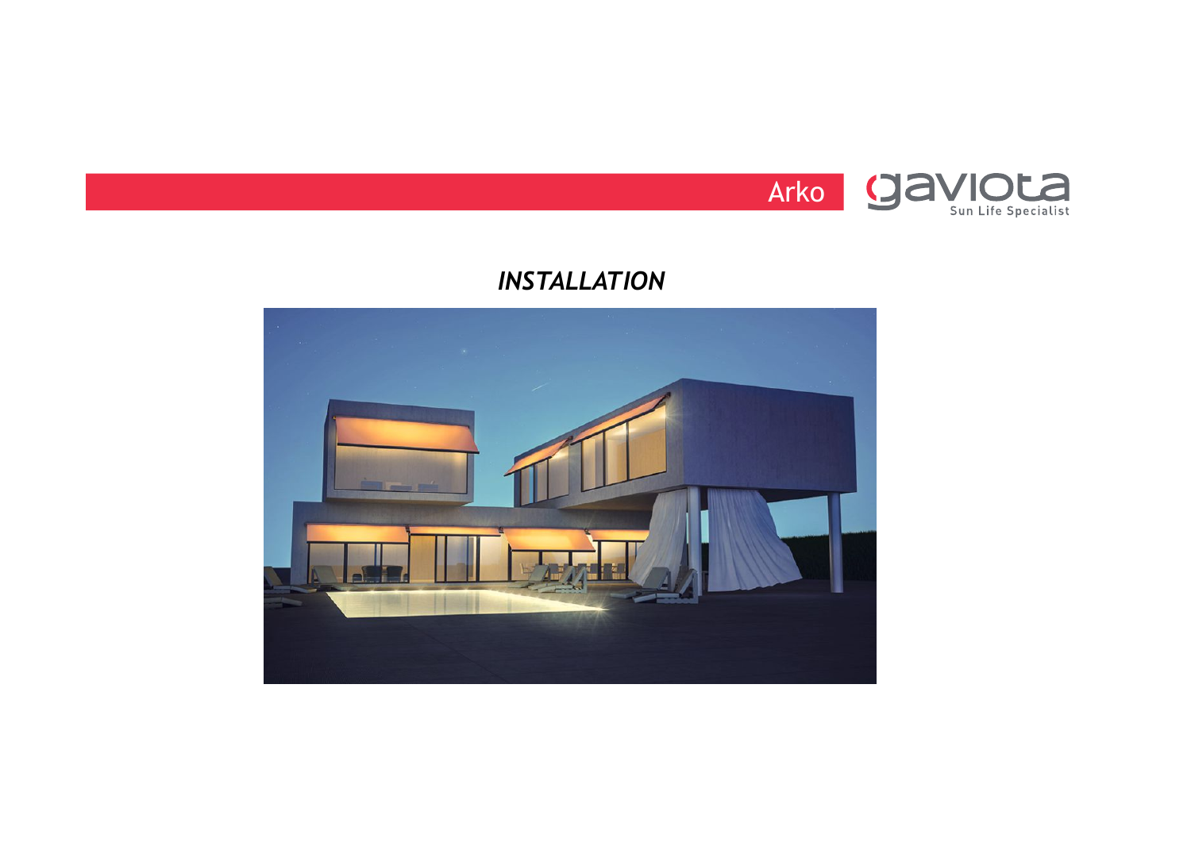Arko

gaviota
Sun Life Specialist

# *INSTALLATION*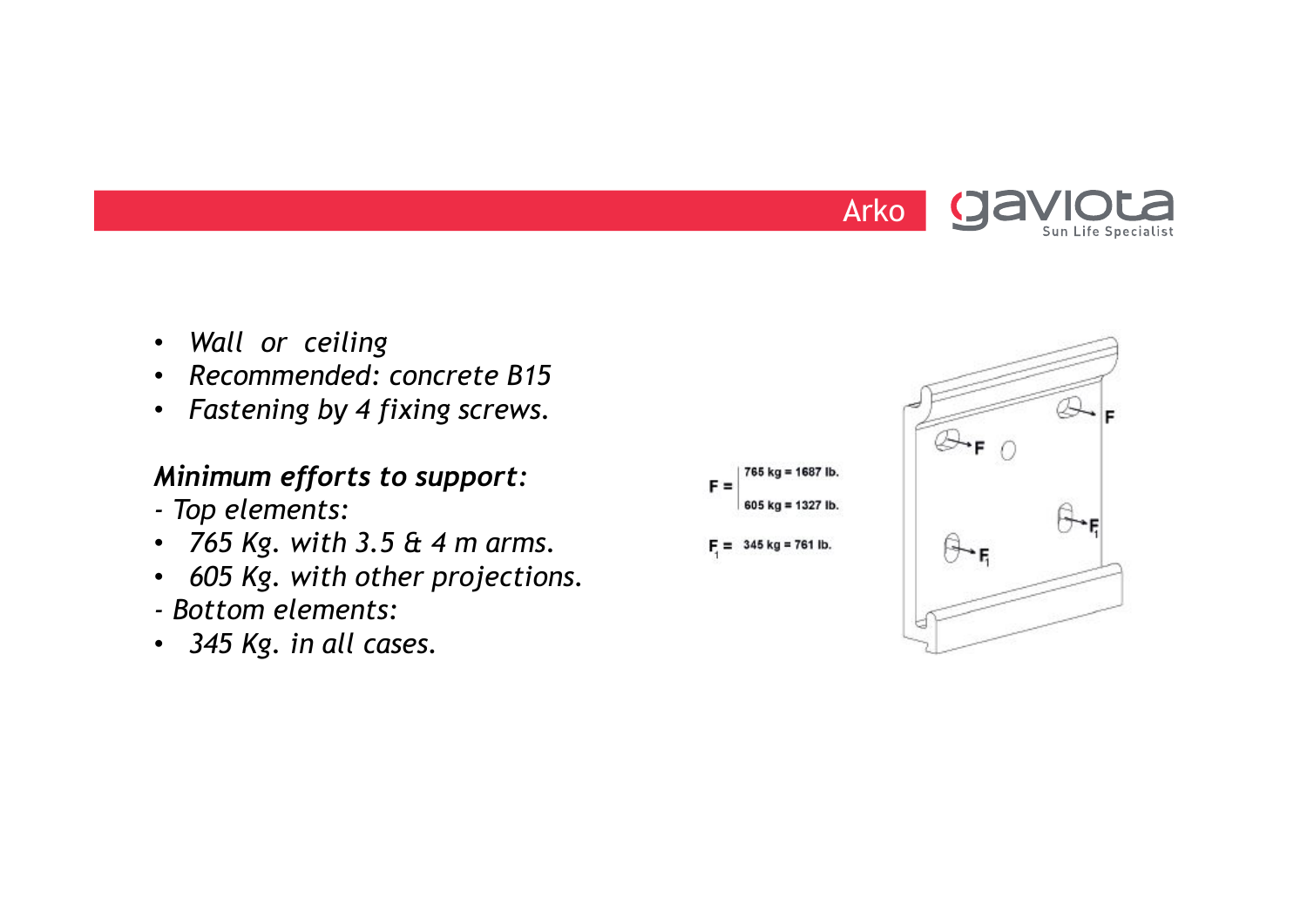- *Wall or ceiling*
- *Recommended: concrete B15*
- *Fastening by 4 fixing screws.*

***Minimum efforts to support:***

*- Top elements:*

- *765 Kg. with 3.5 & 4 m arms.*
- *605 Kg. with other projections.*

*- Bottom elements:*

- *345 Kg. in all cases.*

$F =$ 765 kg = 1687 lb. / 605 kg = 1327 lb.

$F_1 =$ 345 kg = 761 lb.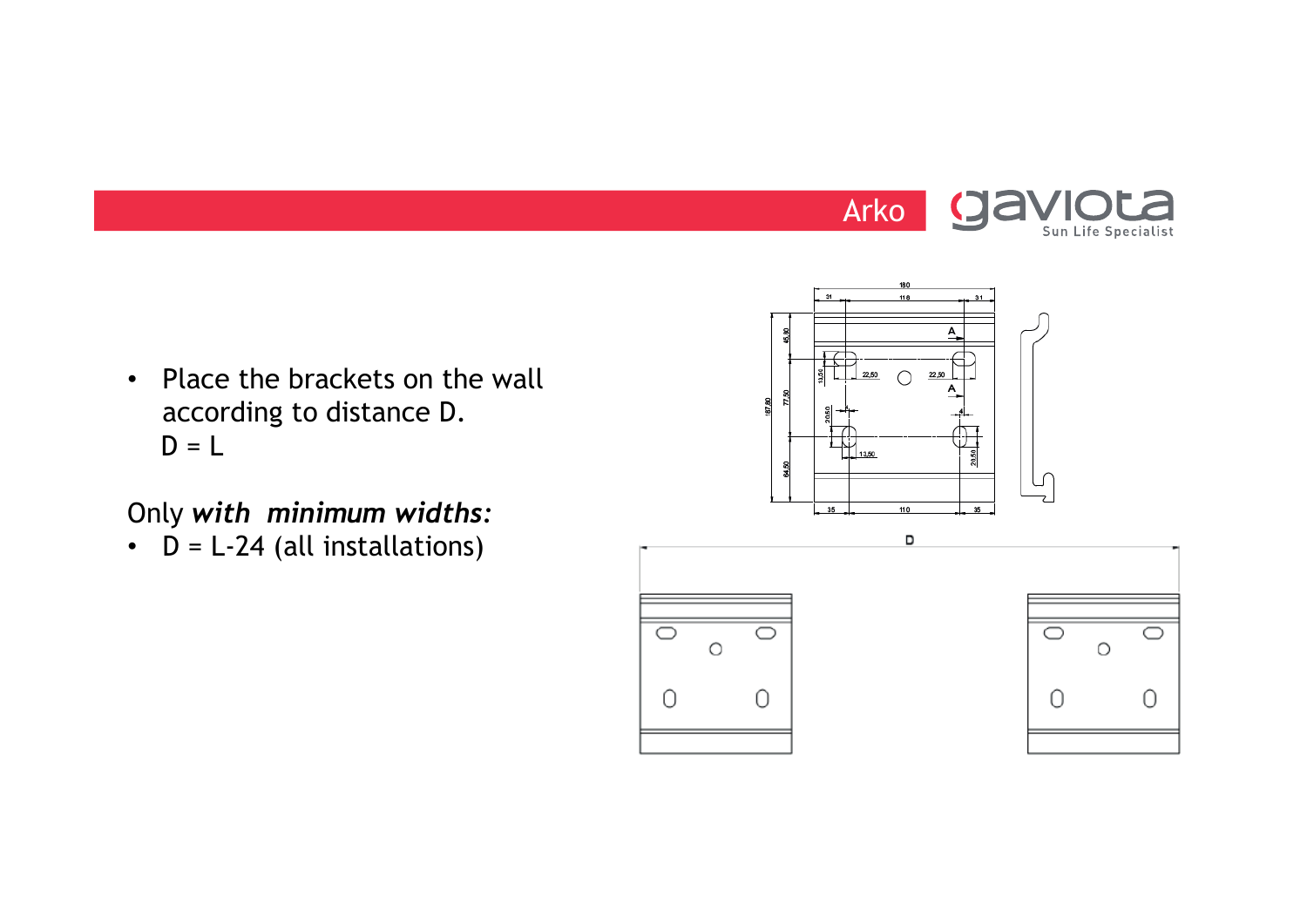- Place the brackets on the wall according to distance D.
  D = L

Only ***with minimum widths:***

- D = L-24 (all installations)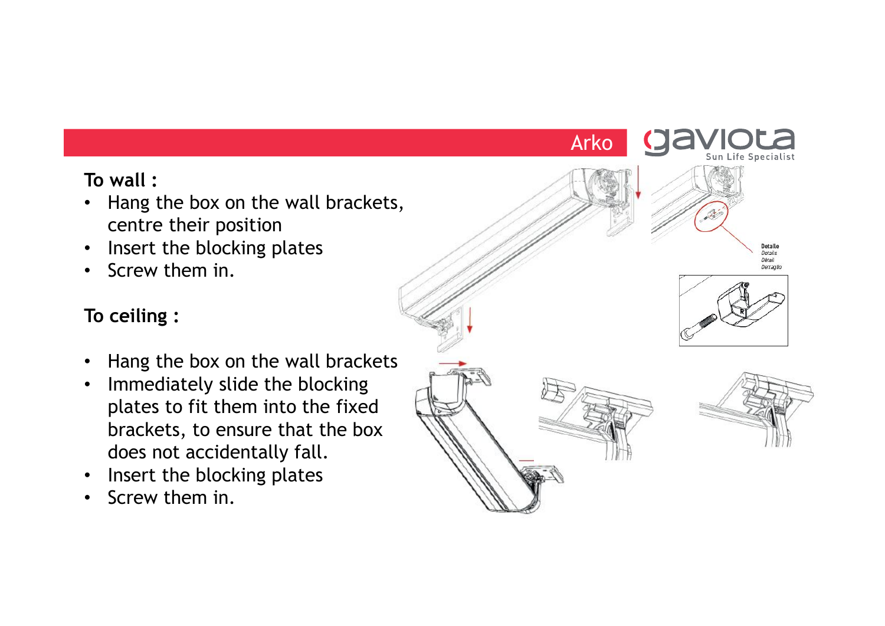**To wall :**

- Hang the box on the wall brackets, centre their position
- Insert the blocking plates
- Screw them in.

**To ceiling :**

- Hang the box on the wall brackets
- Immediately slide the blocking plates to fit them into the fixed brackets, to ensure that the box does not accidentally fall.
- Insert the blocking plates
- Screw them in.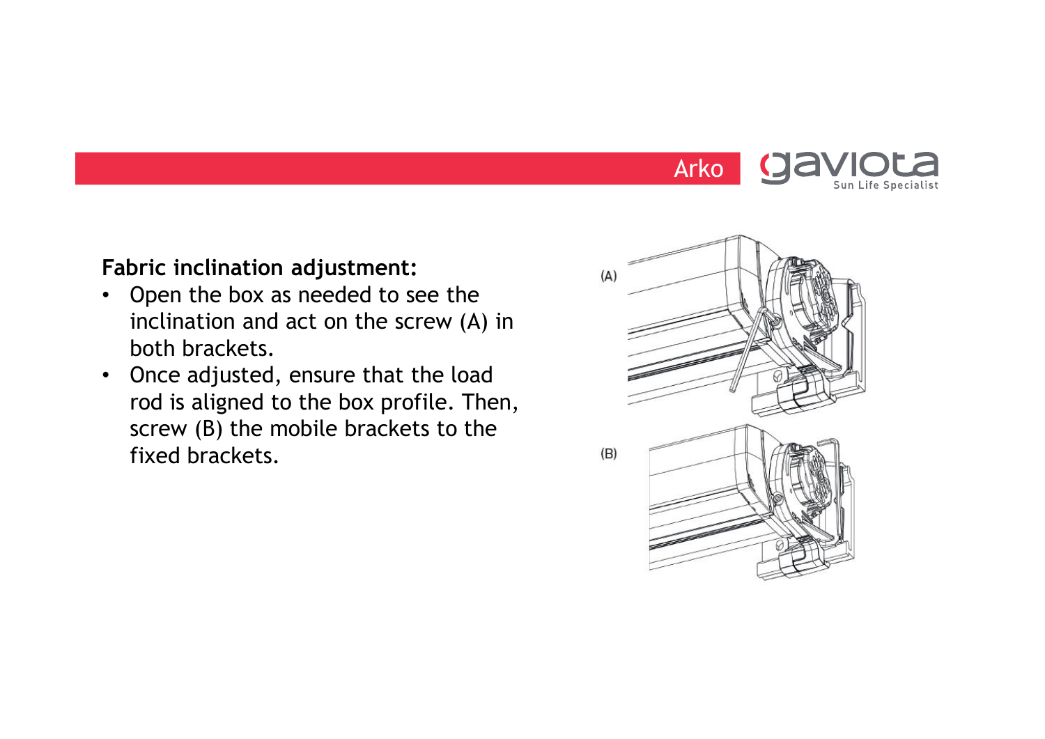**Fabric inclination adjustment:**

- Open the box as needed to see the inclination and act on the screw (A) in both brackets.
- Once adjusted, ensure that the load rod is aligned to the box profile. Then, screw (B) the mobile brackets to the fixed brackets.

(A)

(B)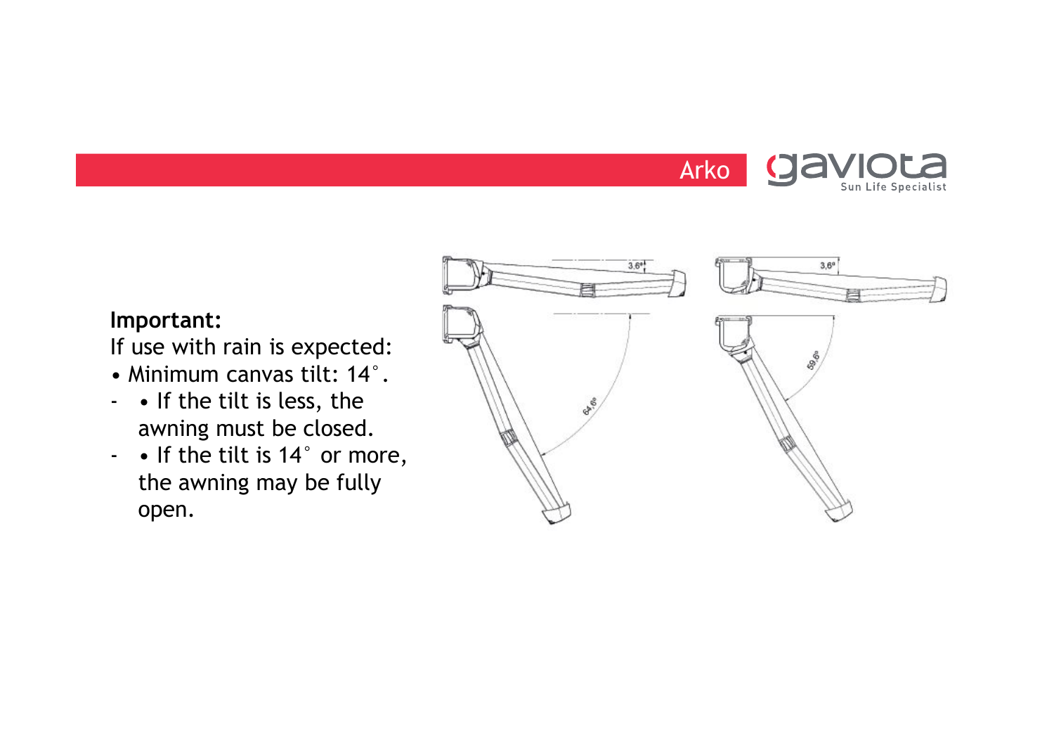**Important:**

If use with rain is expected:

- Minimum canvas tilt: 14°.
- • If the tilt is less, the awning must be closed.
- • If the tilt is 14° or more, the awning may be fully open.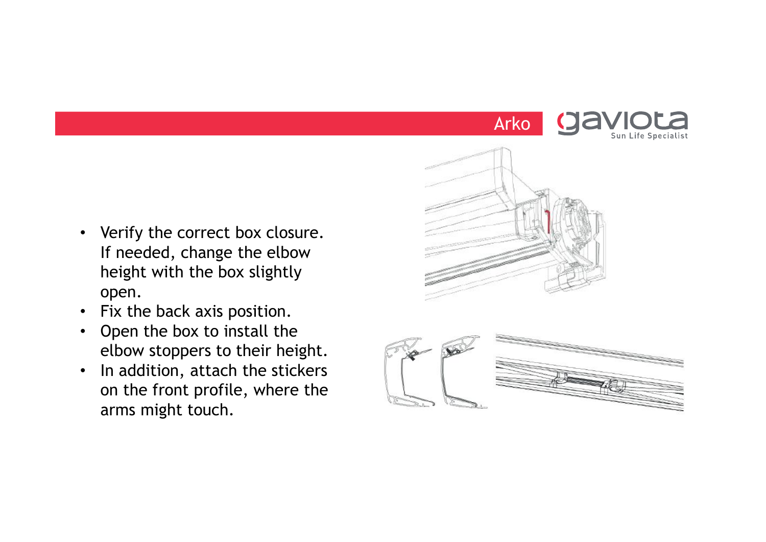- Verify the correct box closure. If needed, change the elbow height with the box slightly open.
- Fix the back axis position.
- Open the box to install the elbow stoppers to their height.
- In addition, attach the stickers on the front profile, where the arms might touch.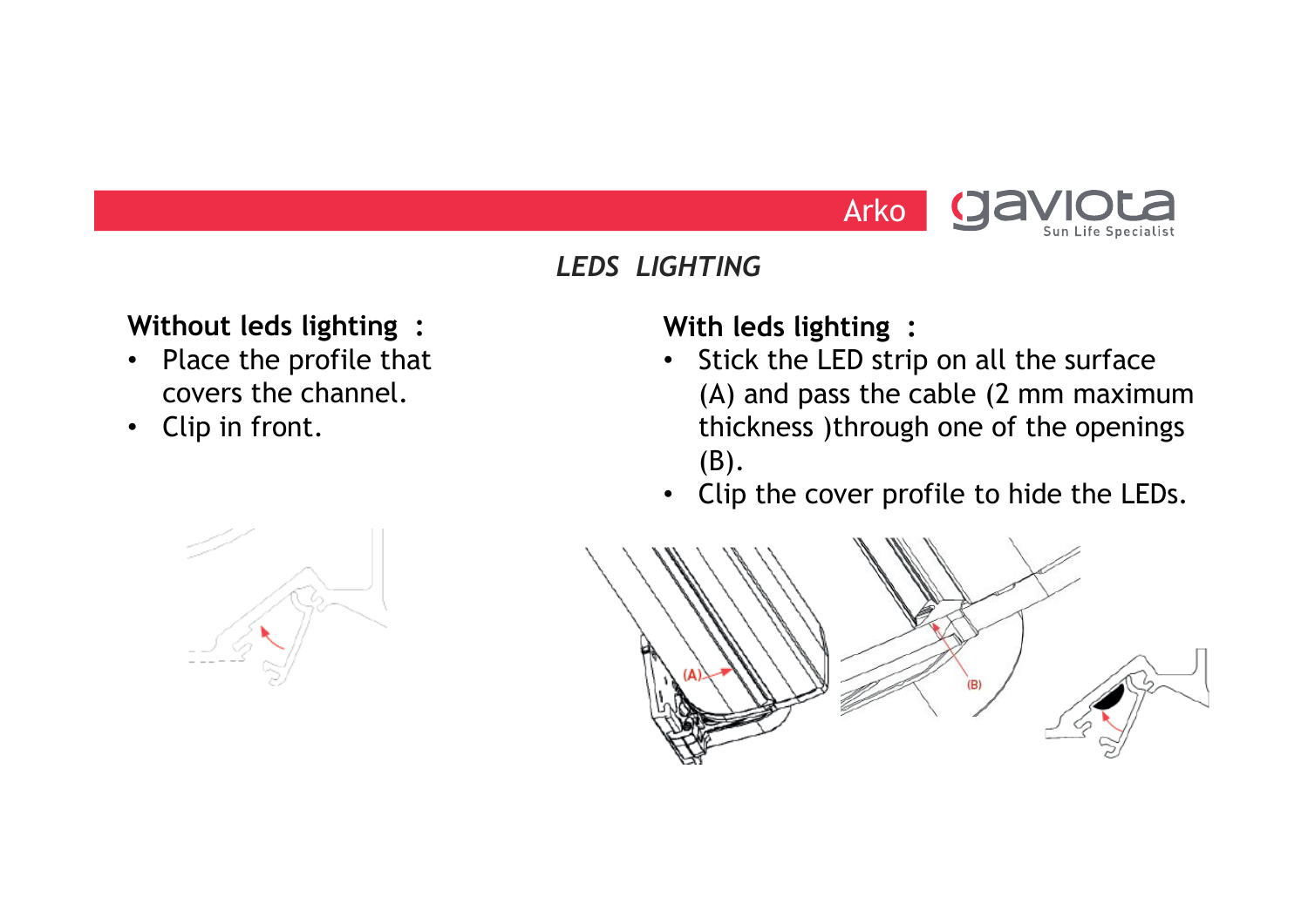## *LEDS LIGHTING*

**Without leds lighting :**

- Place the profile that covers the channel.
- Clip in front.

**With leds lighting :**

- Stick the LED strip on all the surface (A) and pass the cable (2 mm maximum thickness )through one of the openings (B).
- Clip the cover profile to hide the LEDs.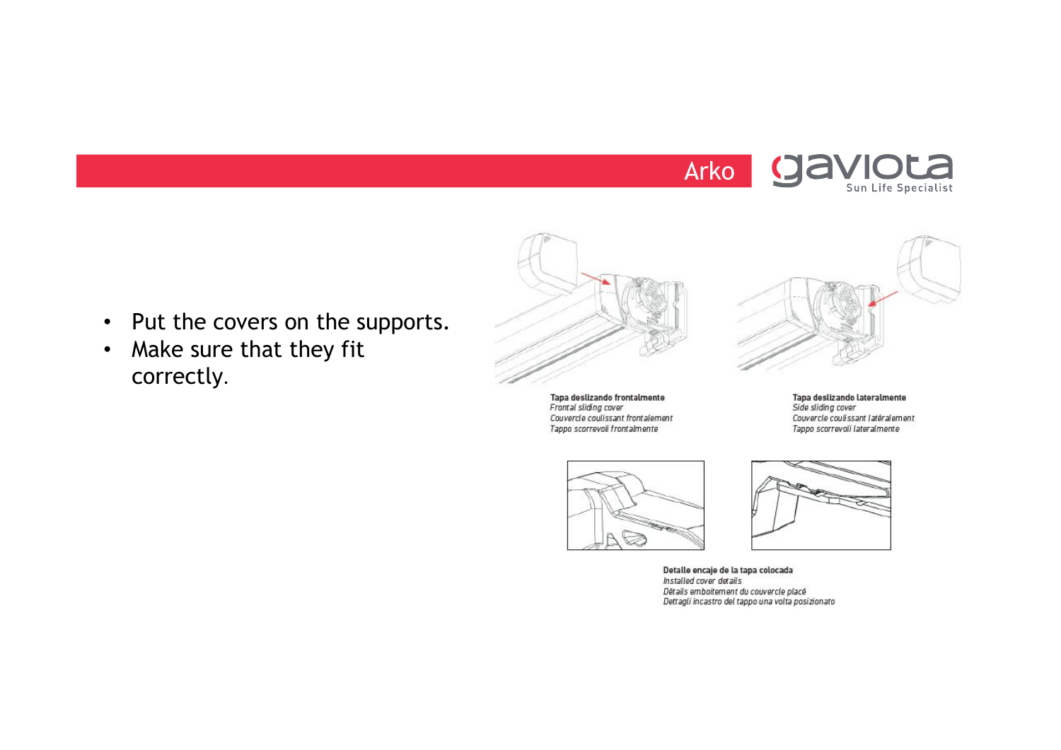- Put the covers on the supports.
- Make sure that they fit correctly.

**Tapa deslizando frontalmente**
*Frontal sliding cover*
*Couvercle coulissant frontalement*
*Tappo scorrevoli frontalmente*

**Tapa deslizando lateralmente**
*Side sliding cover*
*Couvercle coulissant latéralement*
*Tappo scorrevoli lateralmente*

**Detalle encaje de la tapa colocada**
*Installed cover details*
*Détails emboitement du couvercle placé*
*Dettagli incastro del tappo una volta posizionato*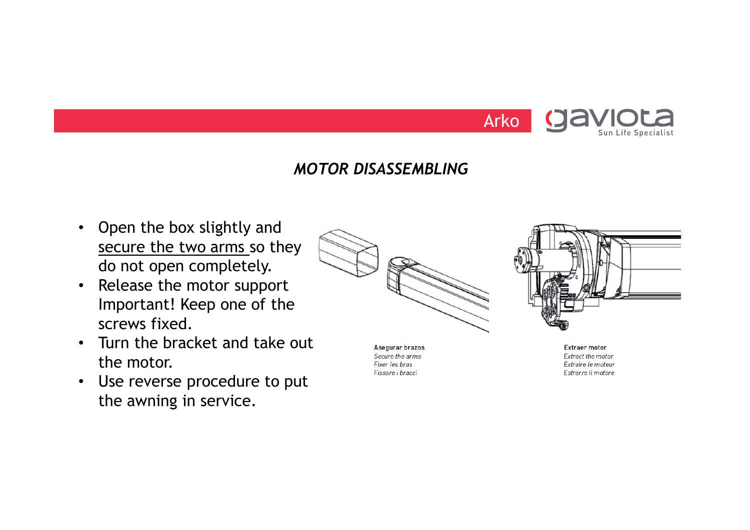## *MOTOR DISASSEMBLING*

- Open the box slightly and secure the two arms so they do not open completely.
- Release the motor support Important! Keep one of the screws fixed.
- Turn the bracket and take out the motor.
- Use reverse procedure to put the awning in service.

**Asegurar brazos**
*Secure the arms*
*Fixer les bras*
*Fissare i bracci*

**Extraer motor**
*Extract the motor*
*Extraire le moteur*
*Estrarre il motore*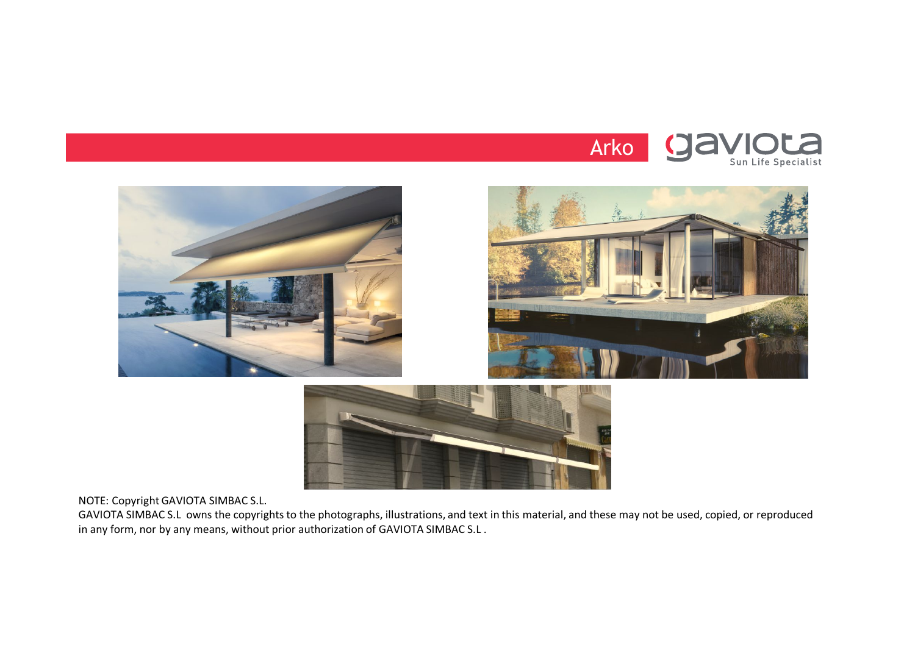## Arko

gaviota
Sun Life Specialist

NOTE: Copyright GAVIOTA SIMBAC S.L.

GAVIOTA SIMBAC S.L owns the copyrights to the photographs, illustrations, and text in this material, and these may not be used, copied, or reproduced in any form, nor by any means, without prior authorization of GAVIOTA SIMBAC S.L .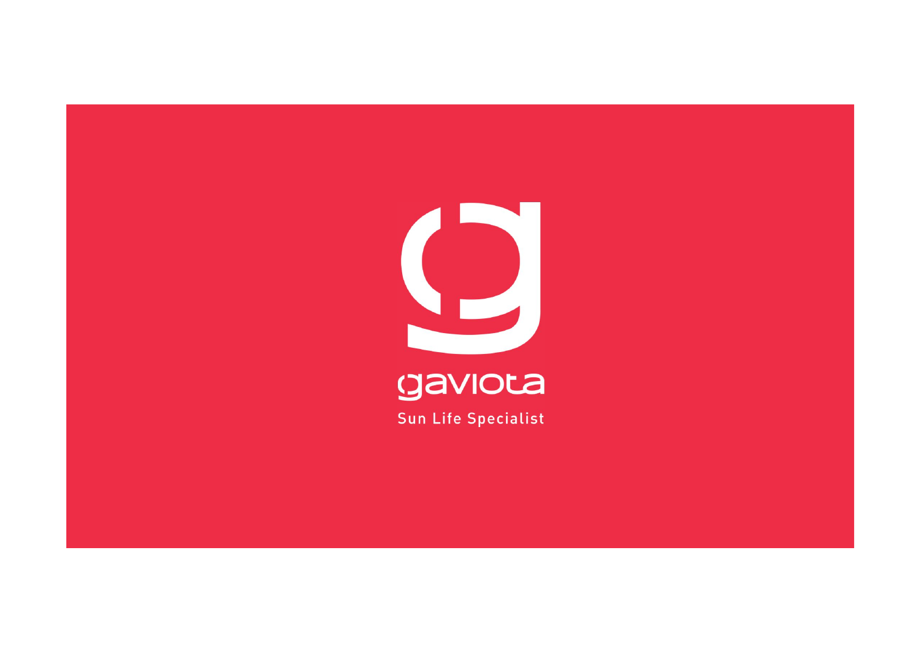gaviota

Sun Life Specialist